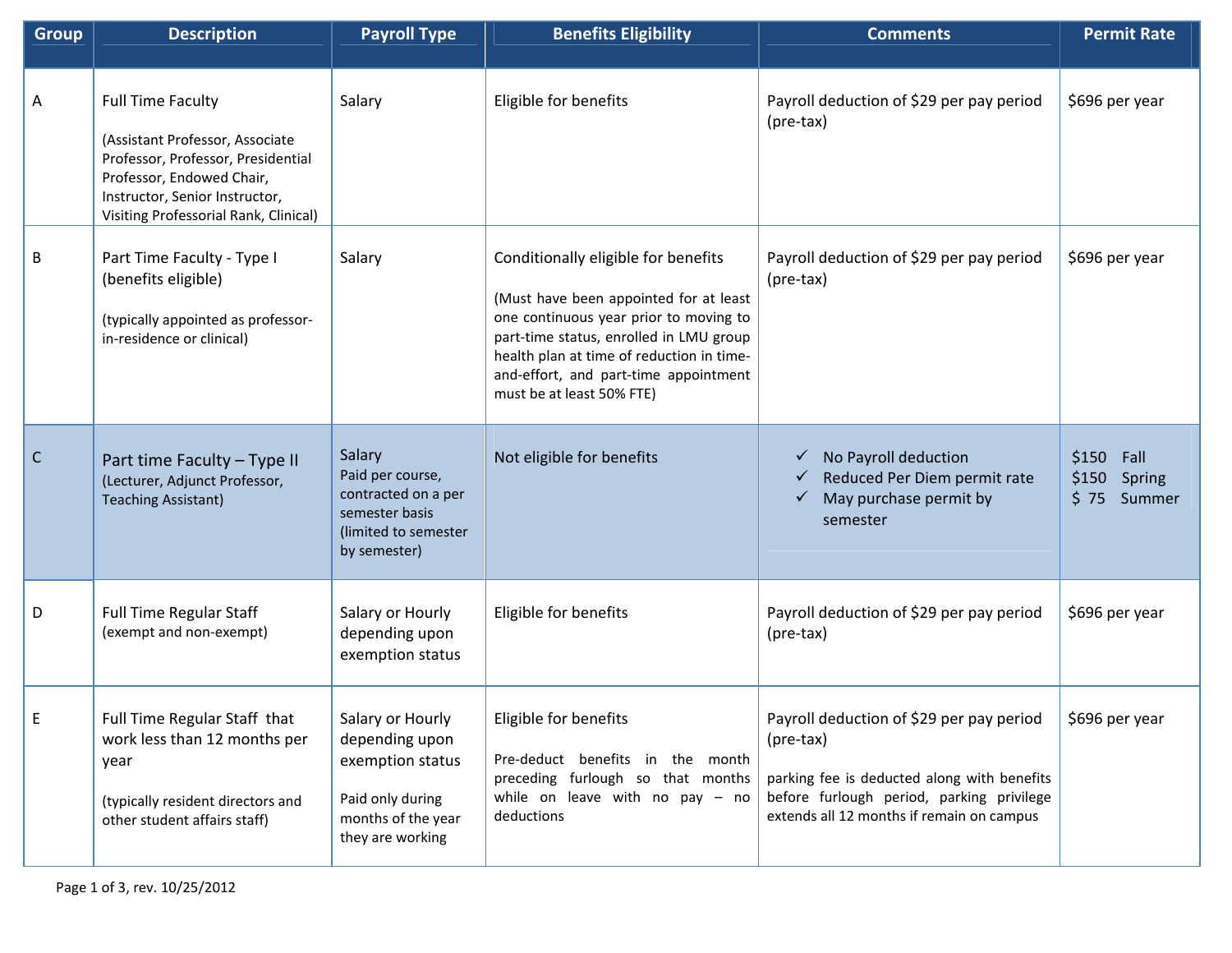| Group | Description | Payroll Type | Benefits Eligibility | Comments | Permit Rate |
|---|---|---|---|---|---|
| A | Full Time Faculty<br><br>(Assistant Professor, Associate Professor, Professor, Presidential Professor, Endowed Chair, Instructor, Senior Instructor, Visiting Professorial Rank, Clinical) | Salary | Eligible for benefits | Payroll deduction of $29 per pay period (pre-tax) | $696 per year |
| B | Part Time Faculty - Type I (benefits eligible)<br><br>(typically appointed as professor-in-residence or clinical) | Salary | Conditionally eligible for benefits<br><br>(Must have been appointed for at least one continuous year prior to moving to part-time status, enrolled in LMU group health plan at time of reduction in time-and-effort, and part-time appointment must be at least 50% FTE) | Payroll deduction of $29 per pay period (pre-tax) | $696 per year |
| C | Part time Faculty – Type II<br>(Lecturer, Adjunct Professor, Teaching Assistant) | Salary<br>Paid per course, contracted on a per semester basis (limited to semester by semester) | Not eligible for benefits | ✓ No Payroll deduction<br>✓ Reduced Per Diem permit rate<br>✓ May purchase permit by semester | $150 Fall<br>$150 Spring<br>$ 75 Summer |
| D | Full Time Regular Staff<br>(exempt and non-exempt) | Salary or Hourly depending upon exemption status | Eligible for benefits | Payroll deduction of $29 per pay period (pre-tax) | $696 per year |
| E | Full Time Regular Staff that work less than 12 months per year<br><br>(typically resident directors and other student affairs staff) | Salary or Hourly depending upon exemption status<br><br>Paid only during months of the year they are working | Eligible for benefits<br><br>Pre-deduct benefits in the month preceding furlough so that months while on leave with no pay – no deductions | Payroll deduction of $29 per pay period (pre-tax)<br><br>parking fee is deducted along with benefits before furlough period, parking privilege extends all 12 months if remain on campus | $696 per year |

rev. 10/25/2012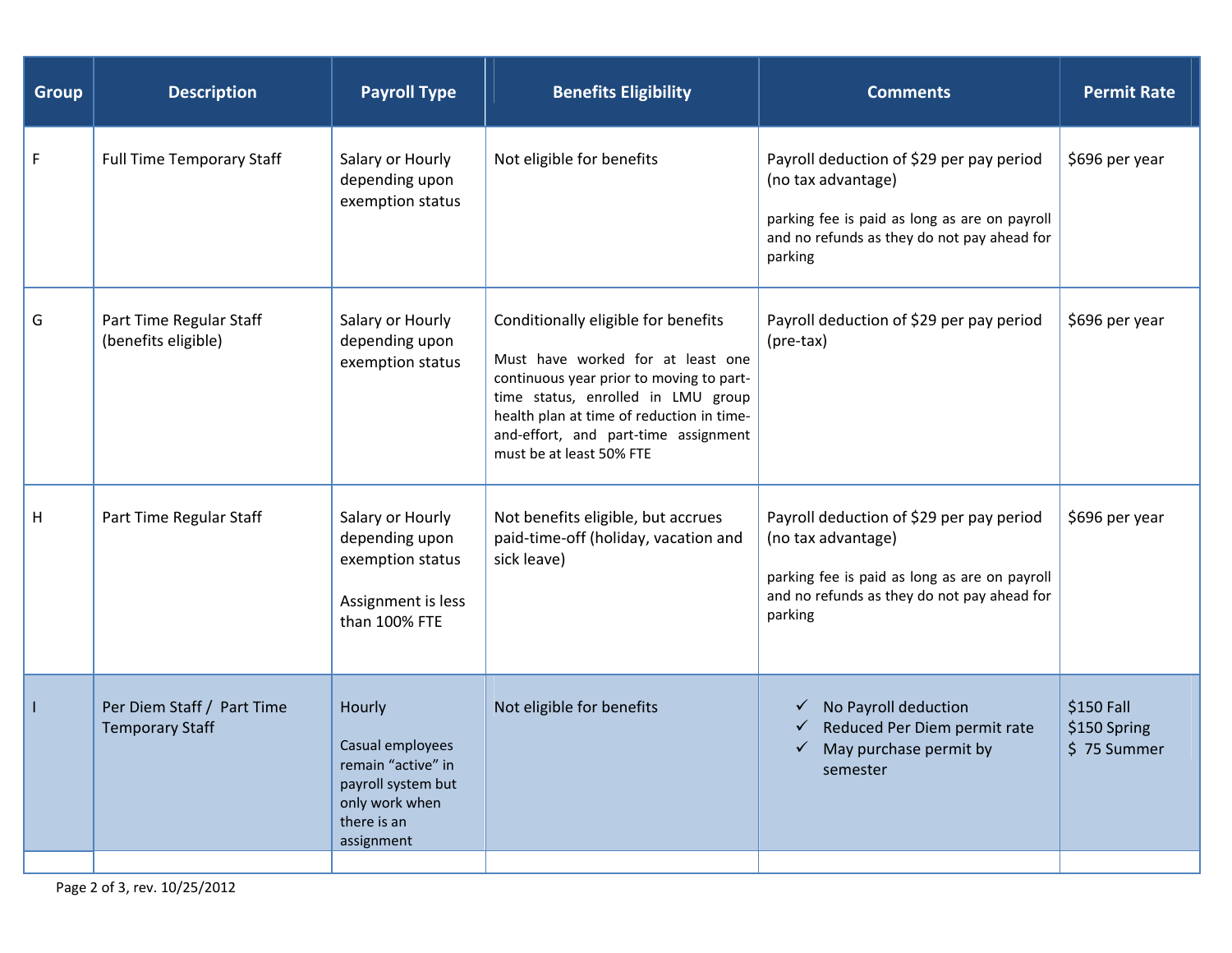| Group | Description | Payroll Type | Benefits Eligibility | Comments | Permit Rate |
|---|---|---|---|---|---|
| F | Full Time Temporary Staff | Salary or Hourly depending upon exemption status | Not eligible for benefits | Payroll deduction of $29 per pay period (no tax advantage)<br><br>parking fee is paid as long as are on payroll and no refunds as they do not pay ahead for parking | $696 per year |
| G | Part Time Regular Staff (benefits eligible) | Salary or Hourly depending upon exemption status | Conditionally eligible for benefits<br><br>Must have worked for at least one continuous year prior to moving to part-time status, enrolled in LMU group health plan at time of reduction in time-and-effort, and part-time assignment must be at least 50% FTE | Payroll deduction of $29 per pay period (pre-tax) | $696 per year |
| H | Part Time Regular Staff | Salary or Hourly depending upon exemption status<br><br>Assignment is less than 100% FTE | Not benefits eligible, but accrues paid-time-off (holiday, vacation and sick leave) | Payroll deduction of $29 per pay period (no tax advantage)<br><br>parking fee is paid as long as are on payroll and no refunds as they do not pay ahead for parking | $696 per year |
| I | Per Diem Staff / Part Time Temporary Staff | Hourly<br><br>Casual employees remain "active" in payroll system but only work when there is an assignment | Not eligible for benefits | ✓ No Payroll deduction<br>✓ Reduced Per Diem permit rate<br>✓ May purchase permit by semester | $150 Fall<br>$150 Spring<br>$ 75 Summer |
| | | | | | |

rev. 10/25/2012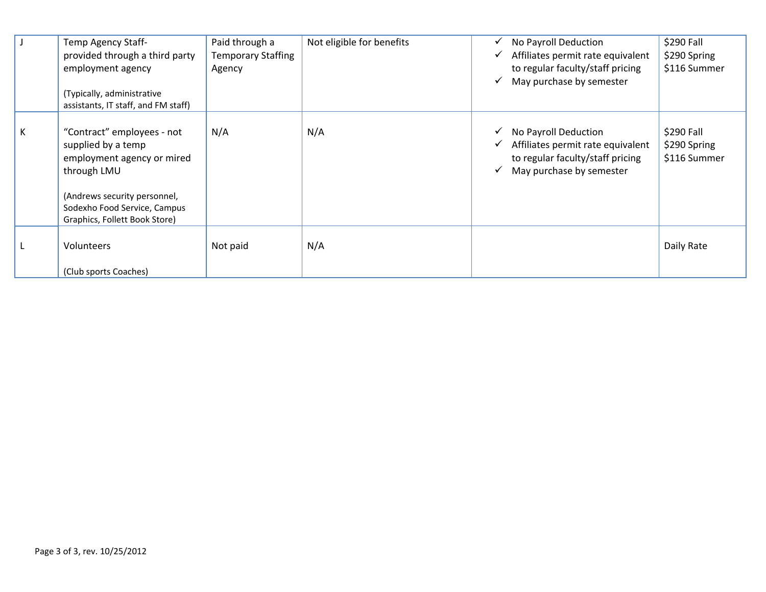| | | | | | |
|---|---|---|---|---|---|
| J | Temp Agency Staff- provided through a third party employment agency<br><br>(Typically, administrative assistants, IT staff, and FM staff) | Paid through a Temporary Staffing Agency | Not eligible for benefits | ✓ No Payroll Deduction<br>✓ Affiliates permit rate equivalent to regular faculty/staff pricing<br>✓ May purchase by semester | $290 Fall<br>$290 Spring<br>$116 Summer |
| K | "Contract" employees - not supplied by a temp employment agency or mired through LMU<br><br>(Andrews security personnel, Sodexho Food Service, Campus Graphics, Follett Book Store) | N/A | N/A | ✓ No Payroll Deduction<br>✓ Affiliates permit rate equivalent to regular faculty/staff pricing<br>✓ May purchase by semester | $290 Fall<br>$290 Spring<br>$116 Summer |
| L | Volunteers<br><br>(Club sports Coaches) | Not paid | N/A | | Daily Rate |

rev. 10/25/2012